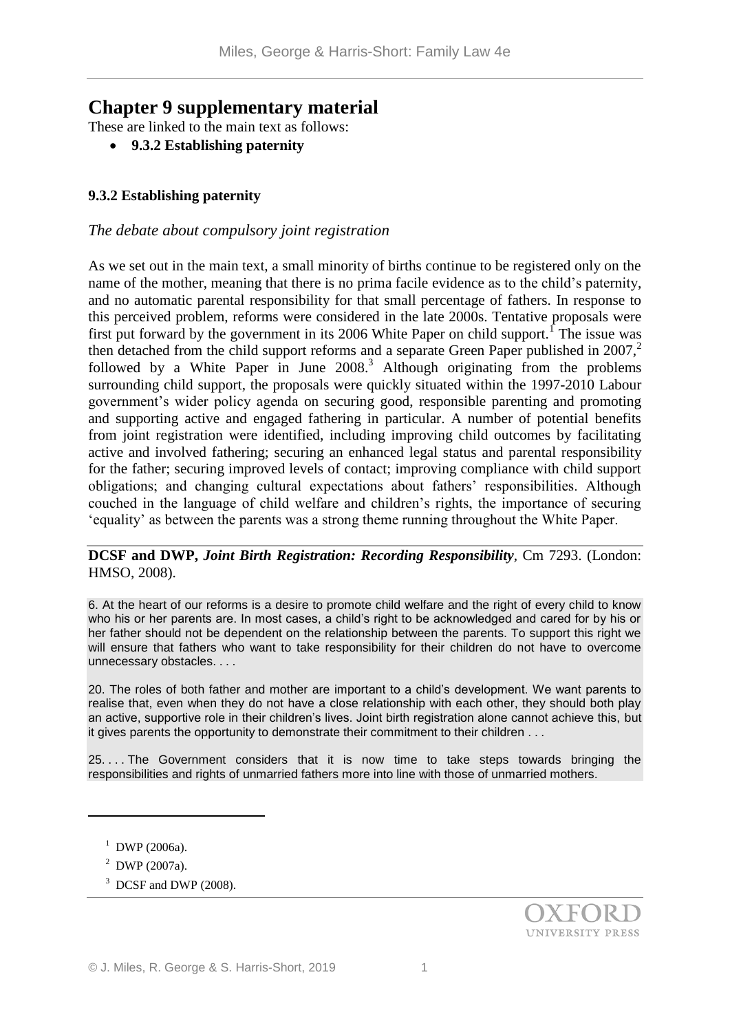# Chapter 9 supplementary material

These are linked to the main text as follows:

- **9.3.2 Establishing paternity**

### 9.3.2 Establishing paternity

*The debate about compulsory joint registration*

As we set out in the main text, a small minority of births continue to be registered only on the name of the mother, meaning that there is no prima facile evidence as to the child's paternity, and no automatic parental responsibility for that small percentage of fathers. In response to this perceived problem, reforms were considered in the late 2000s. Tentative proposals were first put forward by the government in its 2006 White Paper on child support.[1] The issue was then detached from the child support reforms and a separate Green Paper published in 2007,[2] followed by a White Paper in June 2008.[3] Although originating from the problems surrounding child support, the proposals were quickly situated within the 1997-2010 Labour government's wider policy agenda on securing good, responsible parenting and promoting and supporting active and engaged fathering in particular. A number of potential benefits from joint registration were identified, including improving child outcomes by facilitating active and involved fathering; securing an enhanced legal status and parental responsibility for the father; securing improved levels of contact; improving compliance with child support obligations; and changing cultural expectations about fathers' responsibilities. Although couched in the language of child welfare and children's rights, the importance of securing 'equality' as between the parents was a strong theme running throughout the White Paper.

**DCSF and DWP,** ***Joint Birth Registration: Recording Responsibility***, Cm 7293. (London: HMSO, 2008).

> 6. At the heart of our reforms is a desire to promote child welfare and the right of every child to know who his or her parents are. In most cases, a child's right to be acknowledged and cared for by his or her father should not be dependent on the relationship between the parents. To support this right we will ensure that fathers who want to take responsibility for their children do not have to overcome unnecessary obstacles. . . .
>
> 20. The roles of both father and mother are important to a child's development. We want parents to realise that, even when they do not have a close relationship with each other, they should both play an active, supportive role in their children's lives. Joint birth registration alone cannot achieve this, but it gives parents the opportunity to demonstrate their commitment to their children . . .
>
> 25. . . . The Government considers that it is now time to take steps towards bringing the responsibilities and rights of unmarried fathers more into line with those of unmarried mothers.

---

[1] DWP (2006a).

[2] DWP (2007a).

[3] DCSF and DWP (2008).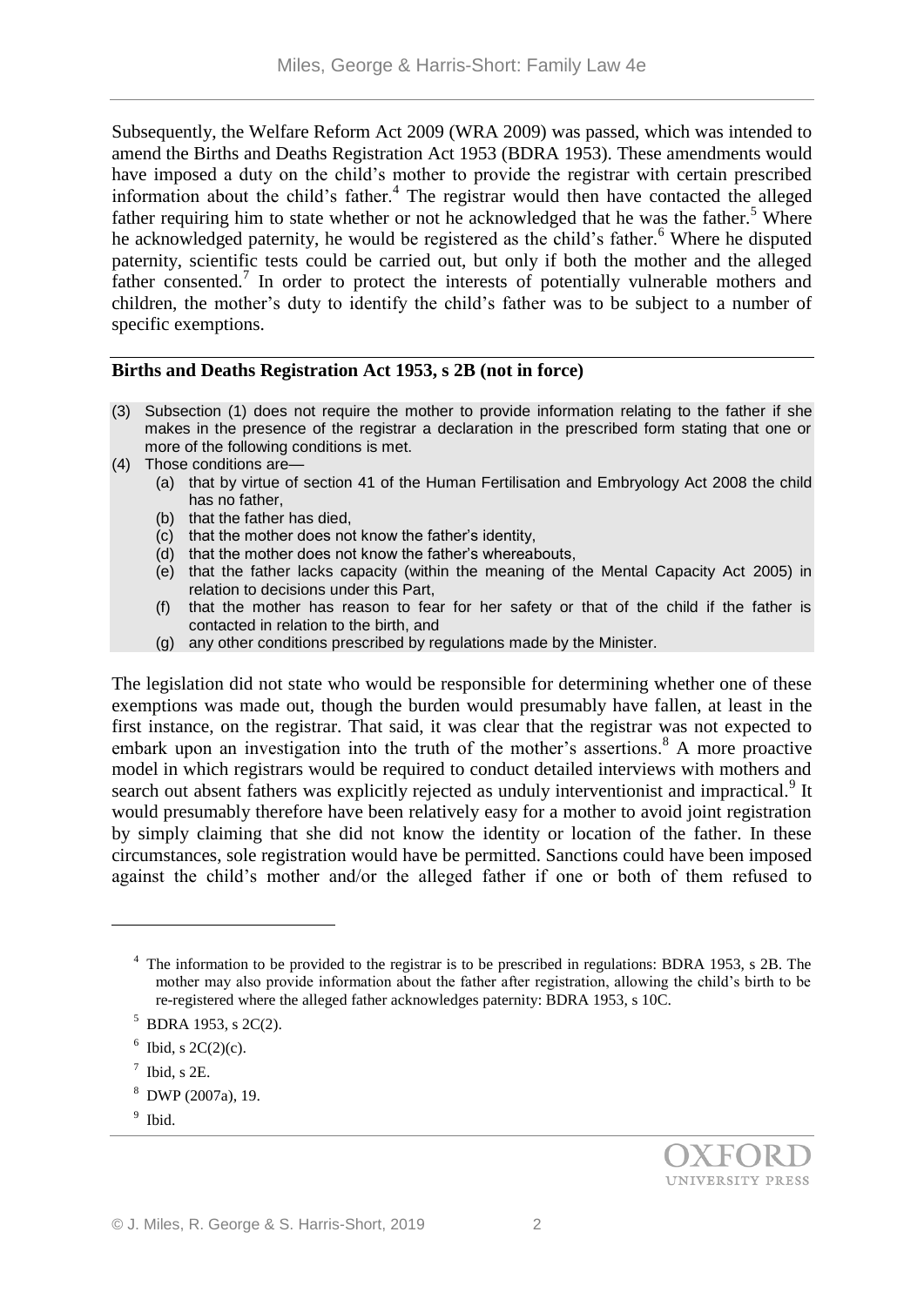Subsequently, the Welfare Reform Act 2009 (WRA 2009) was passed, which was intended to amend the Births and Deaths Registration Act 1953 (BDRA 1953). These amendments would have imposed a duty on the child's mother to provide the registrar with certain prescribed information about the child's father.[4] The registrar would then have contacted the alleged father requiring him to state whether or not he acknowledged that he was the father.[5] Where he acknowledged paternity, he would be registered as the child's father.[6] Where he disputed paternity, scientific tests could be carried out, but only if both the mother and the alleged father consented.[7] In order to protect the interests of potentially vulnerable mothers and children, the mother's duty to identify the child's father was to be subject to a number of specific exemptions.

**Births and Deaths Registration Act 1953, s 2B (not in force)**

(3) Subsection (1) does not require the mother to provide information relating to the father if she makes in the presence of the registrar a declaration in the prescribed form stating that one or more of the following conditions is met.

(4) Those conditions are—

- (a) that by virtue of section 41 of the Human Fertilisation and Embryology Act 2008 the child has no father,
- (b) that the father has died,
- (c) that the mother does not know the father's identity,
- (d) that the mother does not know the father's whereabouts,
- (e) that the father lacks capacity (within the meaning of the Mental Capacity Act 2005) in relation to decisions under this Part,
- (f) that the mother has reason to fear for her safety or that of the child if the father is contacted in relation to the birth, and
- (g) any other conditions prescribed by regulations made by the Minister.

The legislation did not state who would be responsible for determining whether one of these exemptions was made out, though the burden would presumably have fallen, at least in the first instance, on the registrar. That said, it was clear that the registrar was not expected to embark upon an investigation into the truth of the mother's assertions.[8] A more proactive model in which registrars would be required to conduct detailed interviews with mothers and search out absent fathers was explicitly rejected as unduly interventionist and impractical.[9] It would presumably therefore have been relatively easy for a mother to avoid joint registration by simply claiming that she did not know the identity or location of the father. In these circumstances, sole registration would have be permitted. Sanctions could have been imposed against the child's mother and/or the alleged father if one or both of them refused to

---

[4] The information to be provided to the registrar is to be prescribed in regulations: BDRA 1953, s 2B. The mother may also provide information about the father after registration, allowing the child's birth to be re-registered where the alleged father acknowledges paternity: BDRA 1953, s 10C.

[5] BDRA 1953, s 2C(2).

[6] Ibid, s 2C(2)(c).

[7] Ibid, s 2E.

[8] DWP (2007a), 19.

[9] Ibid.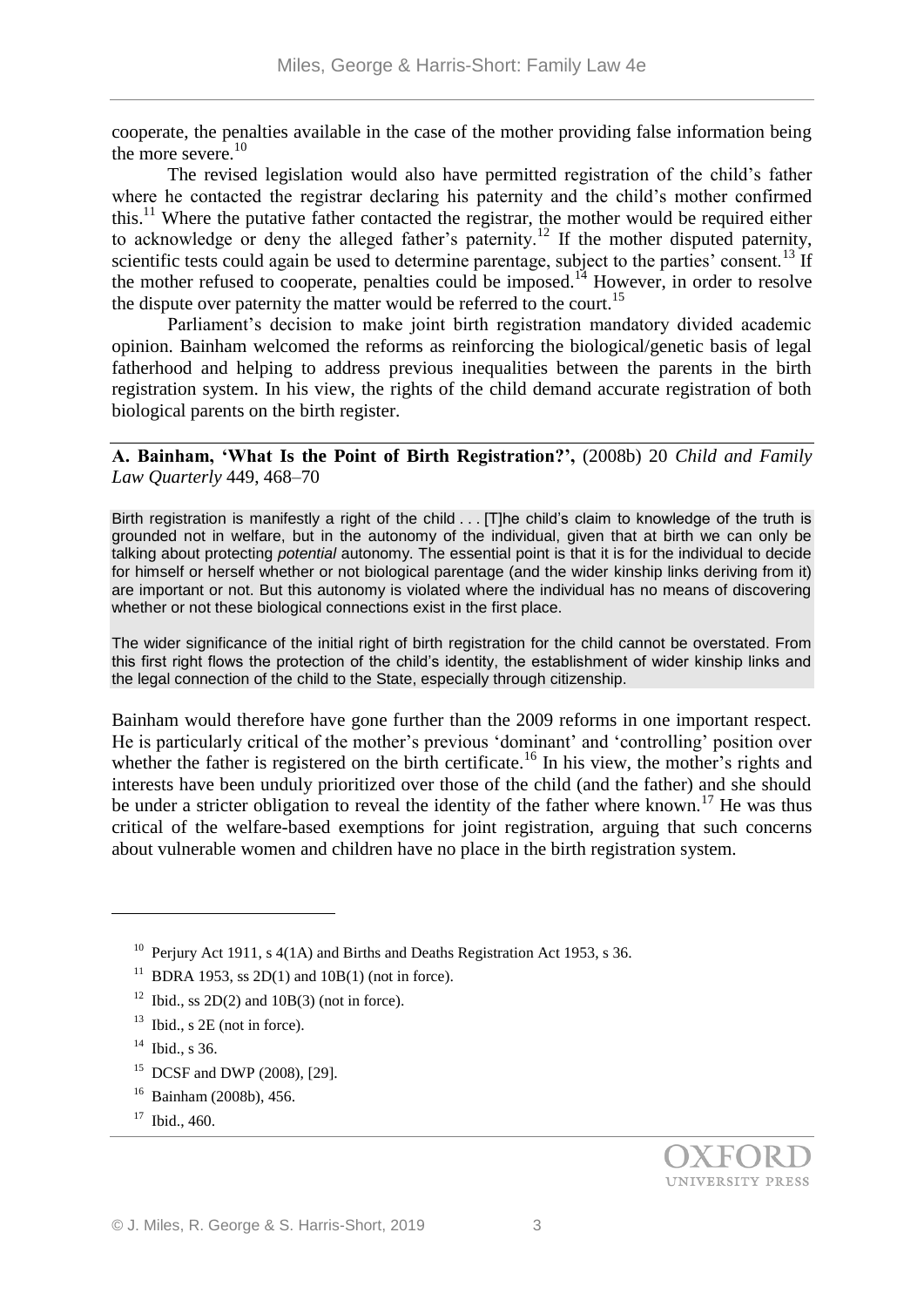cooperate, the penalties available in the case of the mother providing false information being the more severe.[10]

The revised legislation would also have permitted registration of the child's father where he contacted the registrar declaring his paternity and the child's mother confirmed this.[11] Where the putative father contacted the registrar, the mother would be required either to acknowledge or deny the alleged father's paternity.[12] If the mother disputed paternity, scientific tests could again be used to determine parentage, subject to the parties' consent.[13] If the mother refused to cooperate, penalties could be imposed.[14] However, in order to resolve the dispute over paternity the matter would be referred to the court.[15]

Parliament's decision to make joint birth registration mandatory divided academic opinion. Bainham welcomed the reforms as reinforcing the biological/genetic basis of legal fatherhood and helping to address previous inequalities between the parents in the birth registration system. In his view, the rights of the child demand accurate registration of both biological parents on the birth register.

**A. Bainham, 'What Is the Point of Birth Registration?',** (2008b) 20 *Child and Family Law Quarterly* 449, 468–70

> Birth registration is manifestly a right of the child . . . [T]he child's claim to knowledge of the truth is grounded not in welfare, but in the autonomy of the individual, given that at birth we can only be talking about protecting *potential* autonomy. The essential point is that it is for the individual to decide for himself or herself whether or not biological parentage (and the wider kinship links deriving from it) are important or not. But this autonomy is violated where the individual has no means of discovering whether or not these biological connections exist in the first place.
>
> The wider significance of the initial right of birth registration for the child cannot be overstated. From this first right flows the protection of the child's identity, the establishment of wider kinship links and the legal connection of the child to the State, especially through citizenship.

Bainham would therefore have gone further than the 2009 reforms in one important respect. He is particularly critical of the mother's previous 'dominant' and 'controlling' position over whether the father is registered on the birth certificate.[16] In his view, the mother's rights and interests have been unduly prioritized over those of the child (and the father) and she should be under a stricter obligation to reveal the identity of the father where known.[17] He was thus critical of the welfare-based exemptions for joint registration, arguing that such concerns about vulnerable women and children have no place in the birth registration system.

---

[10] Perjury Act 1911, s 4(1A) and Births and Deaths Registration Act 1953, s 36.

[11] BDRA 1953, ss 2D(1) and 10B(1) (not in force).

[12] Ibid., ss 2D(2) and 10B(3) (not in force).

[13] Ibid., s 2E (not in force).

[14] Ibid., s 36.

[15] DCSF and DWP (2008), [29].

[16] Bainham (2008b), 456.

[17] Ibid., 460.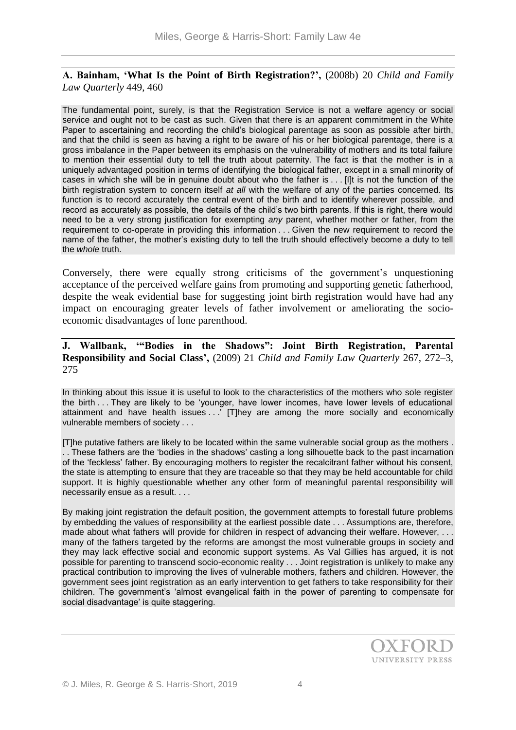**A. Bainham, 'What Is the Point of Birth Registration?',** (2008b) 20 *Child and Family Law Quarterly* 449, 460

> The fundamental point, surely, is that the Registration Service is not a welfare agency or social service and ought not to be cast as such. Given that there is an apparent commitment in the White Paper to ascertaining and recording the child's biological parentage as soon as possible after birth, and that the child is seen as having a right to be aware of his or her biological parentage, there is a gross imbalance in the Paper between its emphasis on the vulnerability of mothers and its total failure to mention their essential duty to tell the truth about paternity. The fact is that the mother is in a uniquely advantaged position in terms of identifying the biological father, except in a small minority of cases in which she will be in genuine doubt about who the father is . . . [I]t is not the function of the birth registration system to concern itself *at all* with the welfare of any of the parties concerned. Its function is to record accurately the central event of the birth and to identify wherever possible, and record as accurately as possible, the details of the child's two birth parents. If this is right, there would need to be a very strong justification for exempting *any* parent, whether mother or father, from the requirement to co-operate in providing this information . . . Given the new requirement to record the name of the father, the mother's existing duty to tell the truth should effectively become a duty to tell the *whole* truth.

Conversely, there were equally strong criticisms of the government's unquestioning acceptance of the perceived welfare gains from promoting and supporting genetic fatherhood, despite the weak evidential base for suggesting joint birth registration would have had any impact on encouraging greater levels of father involvement or ameliorating the socio-economic disadvantages of lone parenthood.

**J. Wallbank, '"Bodies in the Shadows": Joint Birth Registration, Parental Responsibility and Social Class',** (2009) 21 *Child and Family Law Quarterly* 267, 272–3, 275

> In thinking about this issue it is useful to look to the characteristics of the mothers who sole register the birth . . . They are likely to be 'younger, have lower incomes, have lower levels of educational attainment and have health issues . . .' [T]hey are among the more socially and economically vulnerable members of society . . .
>
> [T]he putative fathers are likely to be located within the same vulnerable social group as the mothers . . . These fathers are the 'bodies in the shadows' casting a long silhouette back to the past incarnation of the 'feckless' father. By encouraging mothers to register the recalcitrant father without his consent, the state is attempting to ensure that they are traceable so that they may be held accountable for child support. It is highly questionable whether any other form of meaningful parental responsibility will necessarily ensue as a result. . . .
>
> By making joint registration the default position, the government attempts to forestall future problems by embedding the values of responsibility at the earliest possible date . . . Assumptions are, therefore, made about what fathers will provide for children in respect of advancing their welfare. However, . . . many of the fathers targeted by the reforms are amongst the most vulnerable groups in society and they may lack effective social and economic support systems. As Val Gillies has argued, it is not possible for parenting to transcend socio-economic reality . . . Joint registration is unlikely to make any practical contribution to improving the lives of vulnerable mothers, fathers and children. However, the government sees joint registration as an early intervention to get fathers to take responsibility for their children. The government's 'almost evangelical faith in the power of parenting to compensate for social disadvantage' is quite staggering.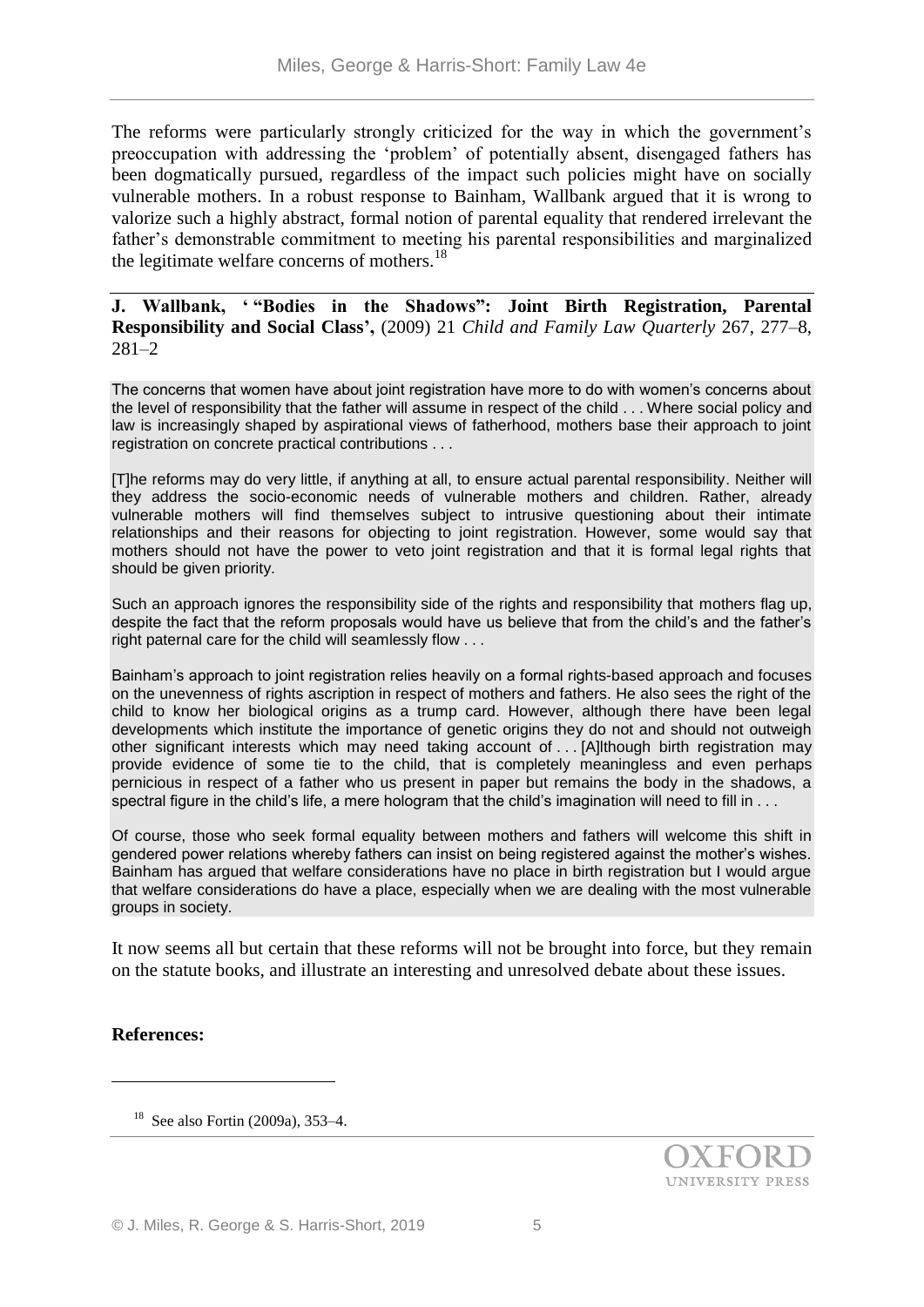The reforms were particularly strongly criticized for the way in which the government's preoccupation with addressing the 'problem' of potentially absent, disengaged fathers has been dogmatically pursued, regardless of the impact such policies might have on socially vulnerable mothers. In a robust response to Bainham, Wallbank argued that it is wrong to valorize such a highly abstract, formal notion of parental equality that rendered irrelevant the father's demonstrable commitment to meeting his parental responsibilities and marginalized the legitimate welfare concerns of mothers.[18]

**J. Wallbank, ' "Bodies in the Shadows": Joint Birth Registration, Parental Responsibility and Social Class',** (2009) 21 *Child and Family Law Quarterly* 267, 277–8, 281–2

The concerns that women have about joint registration have more to do with women's concerns about the level of responsibility that the father will assume in respect of the child . . . Where social policy and law is increasingly shaped by aspirational views of fatherhood, mothers base their approach to joint registration on concrete practical contributions . . .

[T]he reforms may do very little, if anything at all, to ensure actual parental responsibility. Neither will they address the socio-economic needs of vulnerable mothers and children. Rather, already vulnerable mothers will find themselves subject to intrusive questioning about their intimate relationships and their reasons for objecting to joint registration. However, some would say that mothers should not have the power to veto joint registration and that it is formal legal rights that should be given priority.

Such an approach ignores the responsibility side of the rights and responsibility that mothers flag up, despite the fact that the reform proposals would have us believe that from the child's and the father's right paternal care for the child will seamlessly flow . . .

Bainham's approach to joint registration relies heavily on a formal rights-based approach and focuses on the unevenness of rights ascription in respect of mothers and fathers. He also sees the right of the child to know her biological origins as a trump card. However, although there have been legal developments which institute the importance of genetic origins they do not and should not outweigh other significant interests which may need taking account of . . . [A]lthough birth registration may provide evidence of some tie to the child, that is completely meaningless and even perhaps pernicious in respect of a father who us present in paper but remains the body in the shadows, a spectral figure in the child's life, a mere hologram that the child's imagination will need to fill in . . .

Of course, those who seek formal equality between mothers and fathers will welcome this shift in gendered power relations whereby fathers can insist on being registered against the mother's wishes. Bainham has argued that welfare considerations have no place in birth registration but I would argue that welfare considerations do have a place, especially when we are dealing with the most vulnerable groups in society.

It now seems all but certain that these reforms will not be brought into force, but they remain on the statute books, and illustrate an interesting and unresolved debate about these issues.

**References:**

[18] See also Fortin (2009a), 353–4.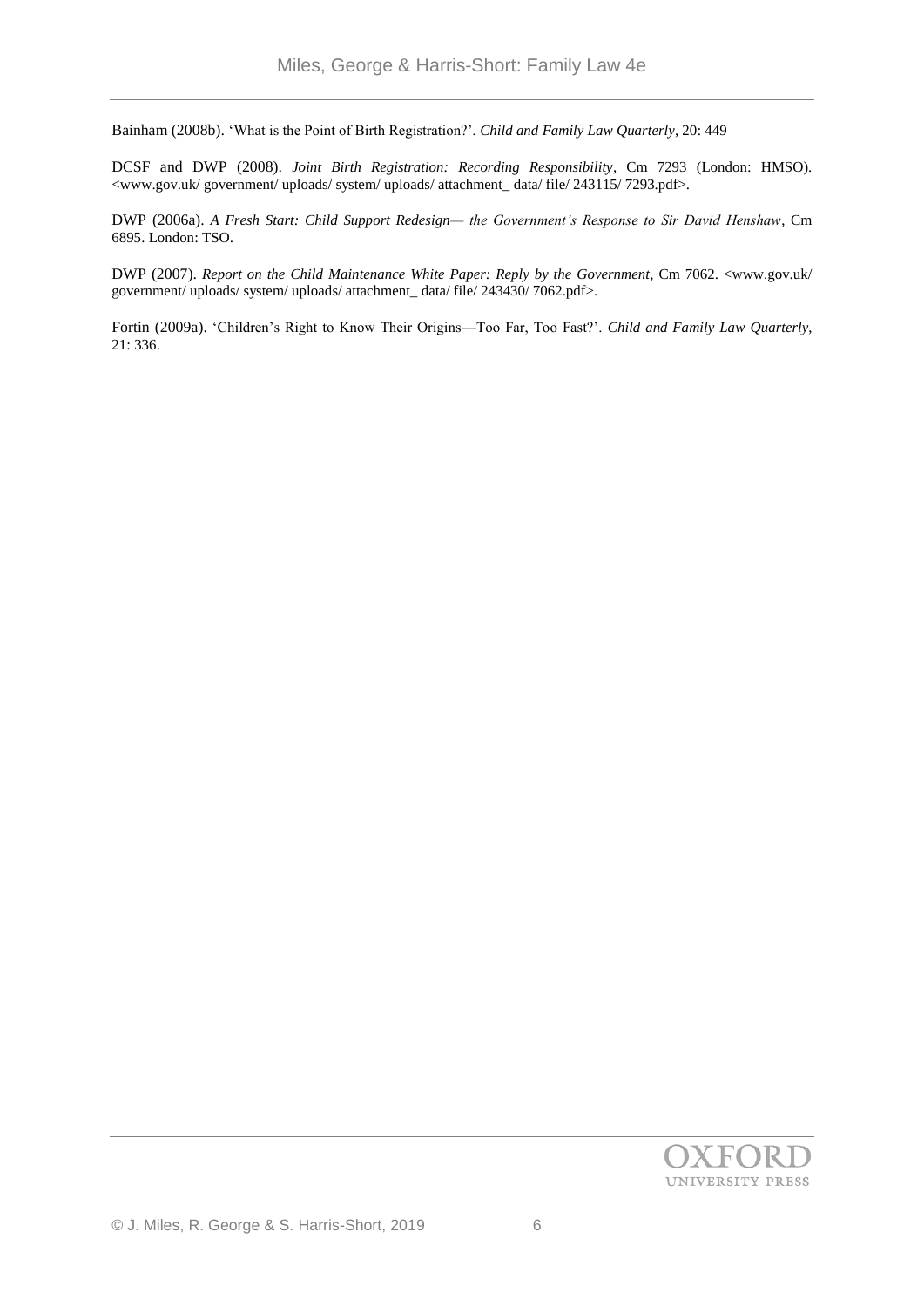Bainham (2008b). 'What is the Point of Birth Registration?'. *Child and Family Law Quarterly*, 20: 449

DCSF and DWP (2008). *Joint Birth Registration: Recording Responsibility*, Cm 7293 (London: HMSO). <www.gov.uk/ government/ uploads/ system/ uploads/ attachment_ data/ file/ 243115/ 7293.pdf>.

DWP (2006a). *A Fresh Start: Child Support Redesign— the Government's Response to Sir David Henshaw*, Cm 6895. London: TSO.

DWP (2007). *Report on the Child Maintenance White Paper: Reply by the Government*, Cm 7062. <www.gov.uk/ government/ uploads/ system/ uploads/ attachment_ data/ file/ 243430/ 7062.pdf>.

Fortin (2009a). 'Children's Right to Know Their Origins—Too Far, Too Fast?'. *Child and Family Law Quarterly*, 21: 336.